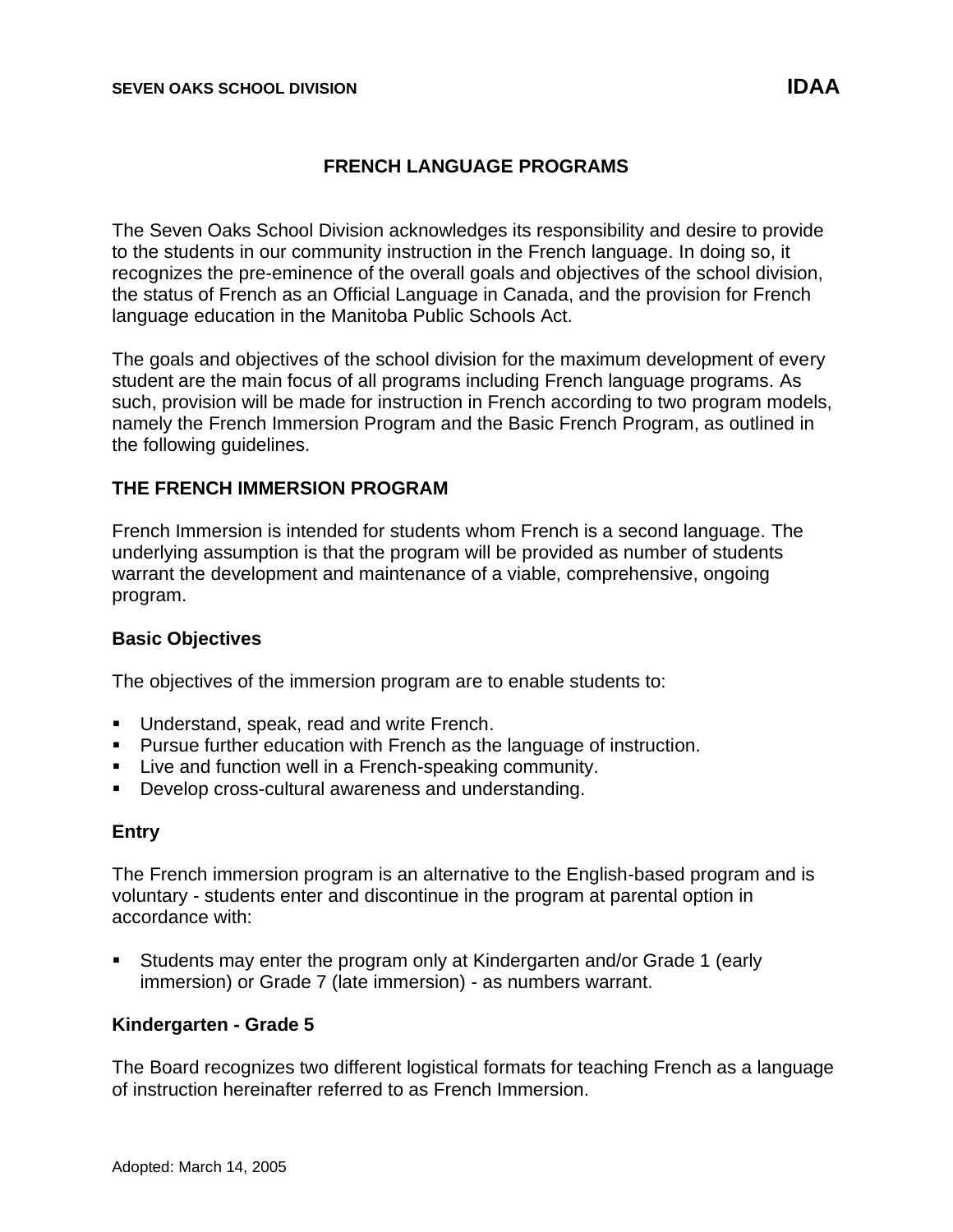# FRENCH LANGUAGE PROGRAMS

The Seven Oaks School Division acknowledges its responsibility and desire to provide to the students in our community instruction in the French language. In doing so, it recognizes the pre-eminence of the overall goals and objectives of the school division, the status of French as an Official Language in Canada, and the provision for French language education in the Manitoba Public Schools Act.

The goals and objectives of the school division for the maximum development of every student are the main focus of all programs including French language programs. As such, provision will be made for instruction in French according to two program models, namely the French Immersion Program and the Basic French Program, as outlined in the following guidelines.

## THE FRENCH IMMERSION PROGRAM

French Immersion is intended for students whom French is a second language. The underlying assumption is that the program will be provided as number of students warrant the development and maintenance of a viable, comprehensive, ongoing program.

### Basic Objectives

The objectives of the immersion program are to enable students to:

- Understand, speak, read and write French.
- Pursue further education with French as the language of instruction.
- Live and function well in a French-speaking community.
- Develop cross-cultural awareness and understanding.

### Entry

The French immersion program is an alternative to the English-based program and is voluntary - students enter and discontinue in the program at parental option in accordance with:

- Students may enter the program only at Kindergarten and/or Grade 1 (early immersion) or Grade 7 (late immersion) - as numbers warrant.

### Kindergarten - Grade 5

The Board recognizes two different logistical formats for teaching French as a language of instruction hereinafter referred to as French Immersion.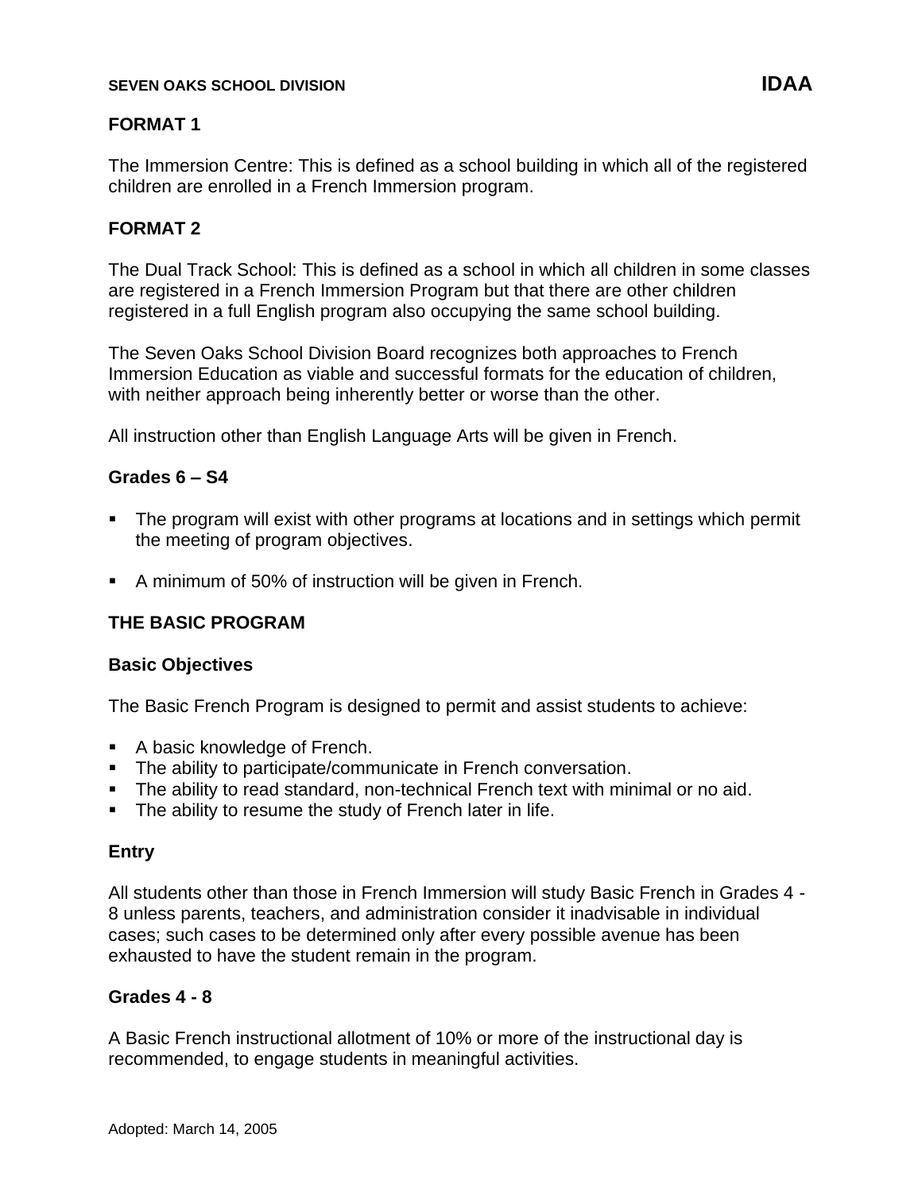**FORMAT 1**

The Immersion Centre: This is defined as a school building in which all of the registered children are enrolled in a French Immersion program.

**FORMAT 2**

The Dual Track School: This is defined as a school in which all children in some classes are registered in a French Immersion Program but that there are other children registered in a full English program also occupying the same school building.

The Seven Oaks School Division Board recognizes both approaches to French Immersion Education as viable and successful formats for the education of children, with neither approach being inherently better or worse than the other.

All instruction other than English Language Arts will be given in French.

**Grades 6 – S4**

- The program will exist with other programs at locations and in settings which permit the meeting of program objectives.
- A minimum of 50% of instruction will be given in French.

## THE BASIC PROGRAM

**Basic Objectives**

The Basic French Program is designed to permit and assist students to achieve:

- A basic knowledge of French.
- The ability to participate/communicate in French conversation.
- The ability to read standard, non-technical French text with minimal or no aid.
- The ability to resume the study of French later in life.

**Entry**

All students other than those in French Immersion will study Basic French in Grades 4 - 8 unless parents, teachers, and administration consider it inadvisable in individual cases; such cases to be determined only after every possible avenue has been exhausted to have the student remain in the program.

**Grades 4 - 8**

A Basic French instructional allotment of 10% or more of the instructional day is recommended, to engage students in meaningful activities.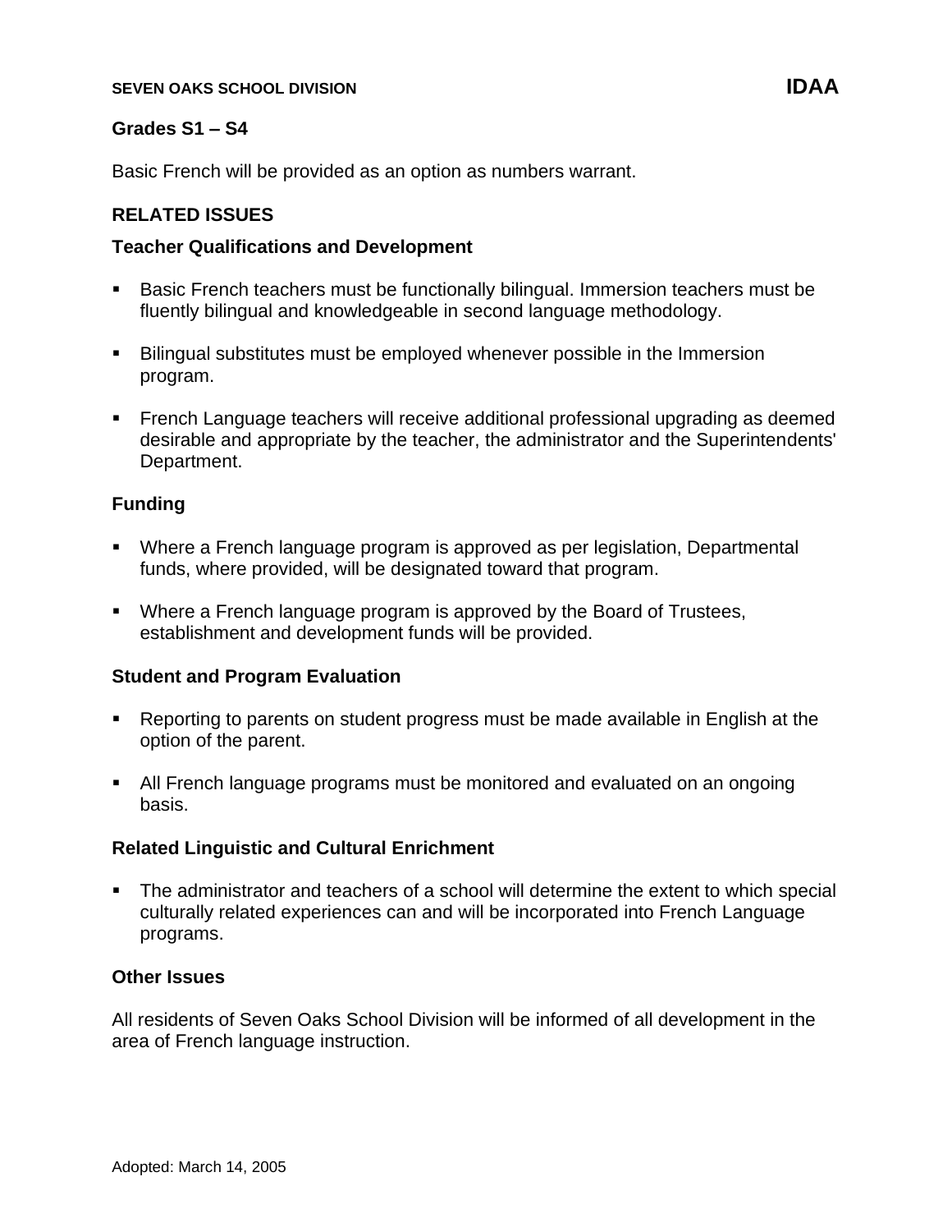### Grades S1 – S4

Basic French will be provided as an option as numbers warrant.

## RELATED ISSUES

### Teacher Qualifications and Development

- Basic French teachers must be functionally bilingual. Immersion teachers must be fluently bilingual and knowledgeable in second language methodology.
- Bilingual substitutes must be employed whenever possible in the Immersion program.
- French Language teachers will receive additional professional upgrading as deemed desirable and appropriate by the teacher, the administrator and the Superintendents' Department.

### Funding

- Where a French language program is approved as per legislation, Departmental funds, where provided, will be designated toward that program.
- Where a French language program is approved by the Board of Trustees, establishment and development funds will be provided.

### Student and Program Evaluation

- Reporting to parents on student progress must be made available in English at the option of the parent.
- All French language programs must be monitored and evaluated on an ongoing basis.

### Related Linguistic and Cultural Enrichment

- The administrator and teachers of a school will determine the extent to which special culturally related experiences can and will be incorporated into French Language programs.

### Other Issues

All residents of Seven Oaks School Division will be informed of all development in the area of French language instruction.

Adopted: March 14, 2005